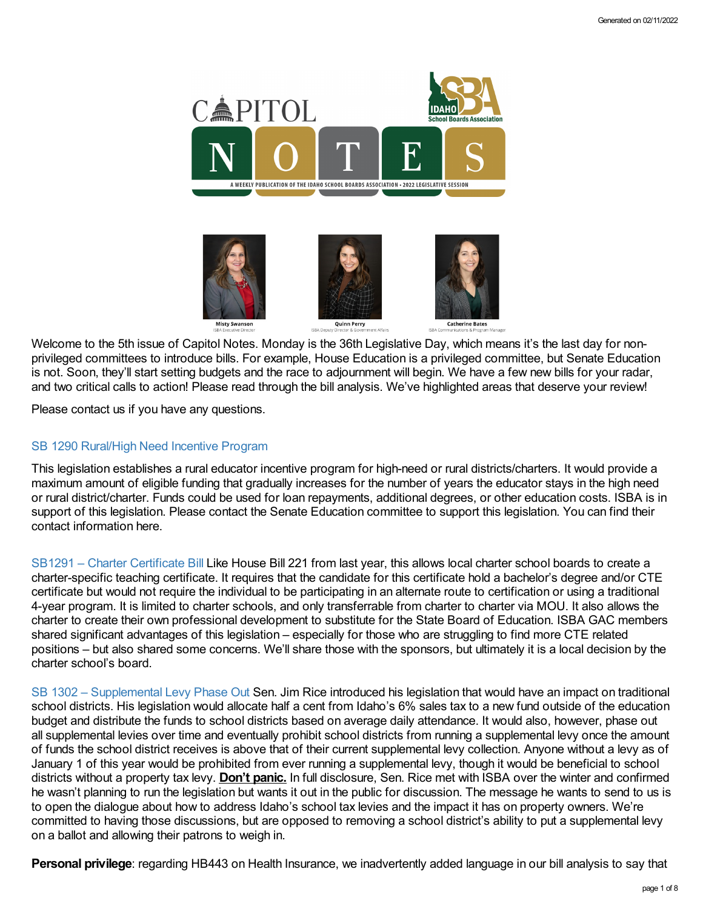# CAPITOL NOTES

A WEEKLY PUBLICATION OF THE IDAHO SCHOOL BOARDS ASSOCIATION • 2022 LEGISLATIVE SESSION

**Misty Swanson** — ISBA Executive Director
**Quinn Perry** — ISBA Deputy Director & Government Affairs
**Catherine Bates** — ISBA Communications & Program Manager

Welcome to the 5th issue of Capitol Notes. Monday is the 36th Legislative Day, which means it's the last day for non-privileged committees to introduce bills. For example, House Education is a privileged committee, but Senate Education is not. Soon, they'll start setting budgets and the race to adjournment will begin. We have a few new bills for your radar, and two critical calls to action! Please read through the bill analysis. We've highlighted areas that deserve your review!

Please contact us if you have any questions.

## SB 1290 Rural/High Need Incentive Program

This legislation establishes a rural educator incentive program for high-need or rural districts/charters. It would provide a maximum amount of eligible funding that gradually increases for the number of years the educator stays in the high need or rural district/charter. Funds could be used for loan repayments, additional degrees, or other education costs. ISBA is in support of this legislation. Please contact the Senate Education committee to support this legislation. You can find their contact information here.

**SB1291 – Charter Certificate Bill** Like House Bill 221 from last year, this allows local charter school boards to create a charter-specific teaching certificate. It requires that the candidate for this certificate hold a bachelor's degree and/or CTE certificate but would not require the individual to be participating in an alternate route to certification or using a traditional 4-year program. It is limited to charter schools, and only transferrable from charter to charter via MOU. It also allows the charter to create their own professional development to substitute for the State Board of Education. ISBA GAC members shared significant advantages of this legislation – especially for those who are struggling to find more CTE related positions – but also shared some concerns. We'll share those with the sponsors, but ultimately it is a local decision by the charter school's board.

**SB 1302 – Supplemental Levy Phase Out** Sen. Jim Rice introduced his legislation that would have an impact on traditional school districts. His legislation would allocate half a cent from Idaho's 6% sales tax to a new fund outside of the education budget and distribute the funds to school districts based on average daily attendance. It would also, however, phase out all supplemental levies over time and eventually prohibit school districts from running a supplemental levy once the amount of funds the school district receives is above that of their current supplemental levy collection. Anyone without a levy as of January 1 of this year would be prohibited from ever running a supplemental levy, though it would be beneficial to school districts without a property tax levy. **Don't panic.** In full disclosure, Sen. Rice met with ISBA over the winter and confirmed he wasn't planning to run the legislation but wants it out in the public for discussion. The message he wants to send to us is to open the dialogue about how to address Idaho's school tax levies and the impact it has on property owners. We're committed to having those discussions, but are opposed to removing a school district's ability to put a supplemental levy on a ballot and allowing their patrons to weigh in.

**Personal privilege**: regarding HB443 on Health Insurance, we inadvertently added language in our bill analysis to say that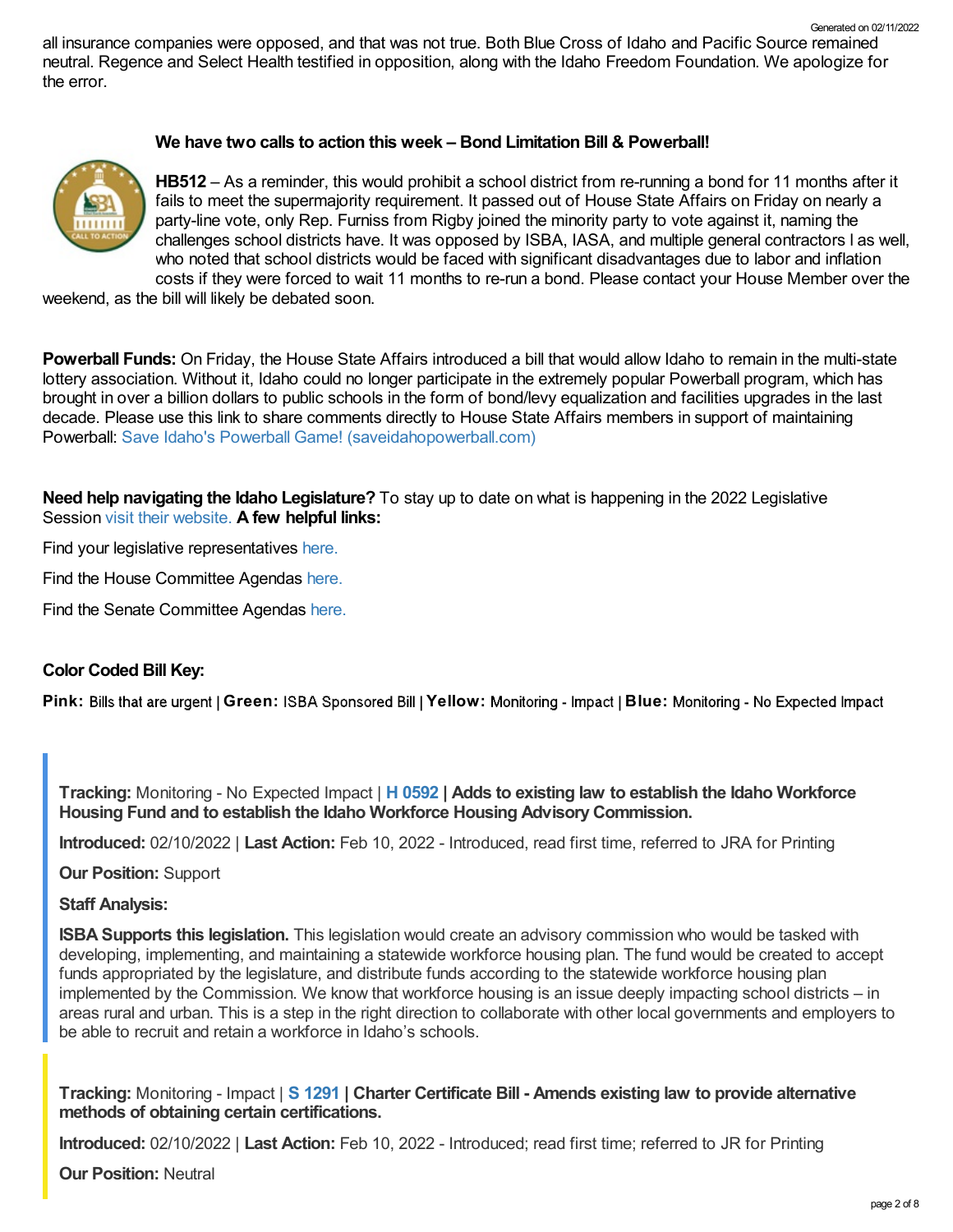all insurance companies were opposed, and that was not true. Both Blue Cross of Idaho and Pacific Source remained neutral. Regence and Select Health testified in opposition, along with the Idaho Freedom Foundation. We apologize for the error.

**We have two calls to action this week – Bond Limitation Bill & Powerball!**

**HB512** – As a reminder, this would prohibit a school district from re-running a bond for 11 months after it fails to meet the supermajority requirement. It passed out of House State Affairs on Friday on nearly a party-line vote, only Rep. Furniss from Rigby joined the minority party to vote against it, naming the challenges school districts have. It was opposed by ISBA, IASA, and multiple general contractors I as well, who noted that school districts would be faced with significant disadvantages due to labor and inflation costs if they were forced to wait 11 months to re-run a bond. Please contact your House Member over the weekend, as the bill will likely be debated soon.

**Powerball Funds:** On Friday, the House State Affairs introduced a bill that would allow Idaho to remain in the multi-state lottery association. Without it, Idaho could no longer participate in the extremely popular Powerball program, which has brought in over a billion dollars to public schools in the form of bond/levy equalization and facilities upgrades in the last decade. Please use this link to share comments directly to House State Affairs members in support of maintaining Powerball: Save Idaho's Powerball Game! (saveidahopowerball.com)

**Need help navigating the Idaho Legislature?** To stay up to date on what is happening in the 2022 Legislative Session visit their website. **A few helpful links:**

Find your legislative representatives here.

Find the House Committee Agendas here.

Find the Senate Committee Agendas here.

**Color Coded Bill Key:**

**Pink:** Bills that are urgent | **Green:** ISBA Sponsored Bill | **Yellow:** Monitoring - Impact | **Blue:** Monitoring - No Expected Impact

**Tracking:** Monitoring - No Expected Impact | **H 0592 | Adds to existing law to establish the Idaho Workforce Housing Fund and to establish the Idaho Workforce Housing Advisory Commission.**

**Introduced:** 02/10/2022 | **Last Action:** Feb 10, 2022 - Introduced, read first time, referred to JRA for Printing

**Our Position:** Support

**Staff Analysis:**

**ISBA Supports this legislation.** This legislation would create an advisory commission who would be tasked with developing, implementing, and maintaining a statewide workforce housing plan. The fund would be created to accept funds appropriated by the legislature, and distribute funds according to the statewide workforce housing plan implemented by the Commission. We know that workforce housing is an issue deeply impacting school districts – in areas rural and urban. This is a step in the right direction to collaborate with other local governments and employers to be able to recruit and retain a workforce in Idaho's schools.

**Tracking:** Monitoring - Impact | **S 1291 | Charter Certificate Bill - Amends existing law to provide alternative methods of obtaining certain certifications.**

**Introduced:** 02/10/2022 | **Last Action:** Feb 10, 2022 - Introduced; read first time; referred to JR for Printing

**Our Position:** Neutral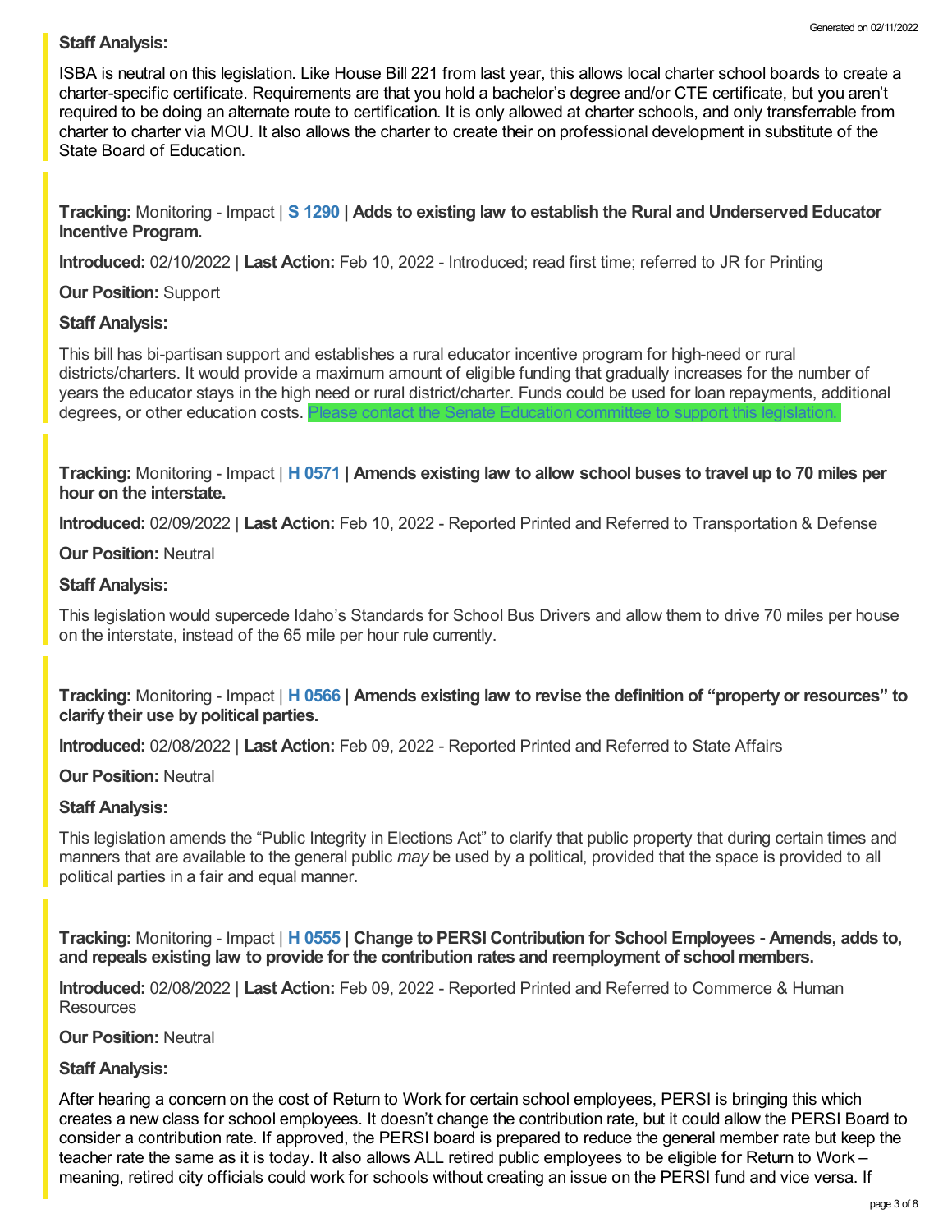**Staff Analysis:**

ISBA is neutral on this legislation. Like House Bill 221 from last year, this allows local charter school boards to create a charter-specific certificate. Requirements are that you hold a bachelor's degree and/or CTE certificate, but you aren't required to be doing an alternate route to certification. It is only allowed at charter schools, and only transferrable from charter to charter via MOU. It also allows the charter to create their on professional development in substitute of the State Board of Education.

**Tracking:** Monitoring - Impact | **S 1290 | Adds to existing law to establish the Rural and Underserved Educator Incentive Program.**

**Introduced:** 02/10/2022 | **Last Action:** Feb 10, 2022 - Introduced; read first time; referred to JR for Printing

**Our Position:** Support

**Staff Analysis:**

This bill has bi-partisan support and establishes a rural educator incentive program for high-need or rural districts/charters. It would provide a maximum amount of eligible funding that gradually increases for the number of years the educator stays in the high need or rural district/charter. Funds could be used for loan repayments, additional degrees, or other education costs. Please contact the Senate Education committee to support this legislation.

**Tracking:** Monitoring - Impact | **H 0571 | Amends existing law to allow school buses to travel up to 70 miles per hour on the interstate.**

**Introduced:** 02/09/2022 | **Last Action:** Feb 10, 2022 - Reported Printed and Referred to Transportation & Defense

**Our Position:** Neutral

**Staff Analysis:**

This legislation would supercede Idaho's Standards for School Bus Drivers and allow them to drive 70 miles per house on the interstate, instead of the 65 mile per hour rule currently.

**Tracking:** Monitoring - Impact | **H 0566 | Amends existing law to revise the definition of "property or resources" to clarify their use by political parties.**

**Introduced:** 02/08/2022 | **Last Action:** Feb 09, 2022 - Reported Printed and Referred to State Affairs

**Our Position:** Neutral

**Staff Analysis:**

This legislation amends the "Public Integrity in Elections Act" to clarify that public property that during certain times and manners that are available to the general public *may* be used by a political, provided that the space is provided to all political parties in a fair and equal manner.

**Tracking:** Monitoring - Impact | **H 0555 | Change to PERSI Contribution for School Employees - Amends, adds to, and repeals existing law to provide for the contribution rates and reemployment of school members.**

**Introduced:** 02/08/2022 | **Last Action:** Feb 09, 2022 - Reported Printed and Referred to Commerce & Human Resources

**Our Position:** Neutral

**Staff Analysis:**

After hearing a concern on the cost of Return to Work for certain school employees, PERSI is bringing this which creates a new class for school employees. It doesn't change the contribution rate, but it could allow the PERSI Board to consider a contribution rate. If approved, the PERSI board is prepared to reduce the general member rate but keep the teacher rate the same as it is today. It also allows ALL retired public employees to be eligible for Return to Work – meaning, retired city officials could work for schools without creating an issue on the PERSI fund and vice versa. If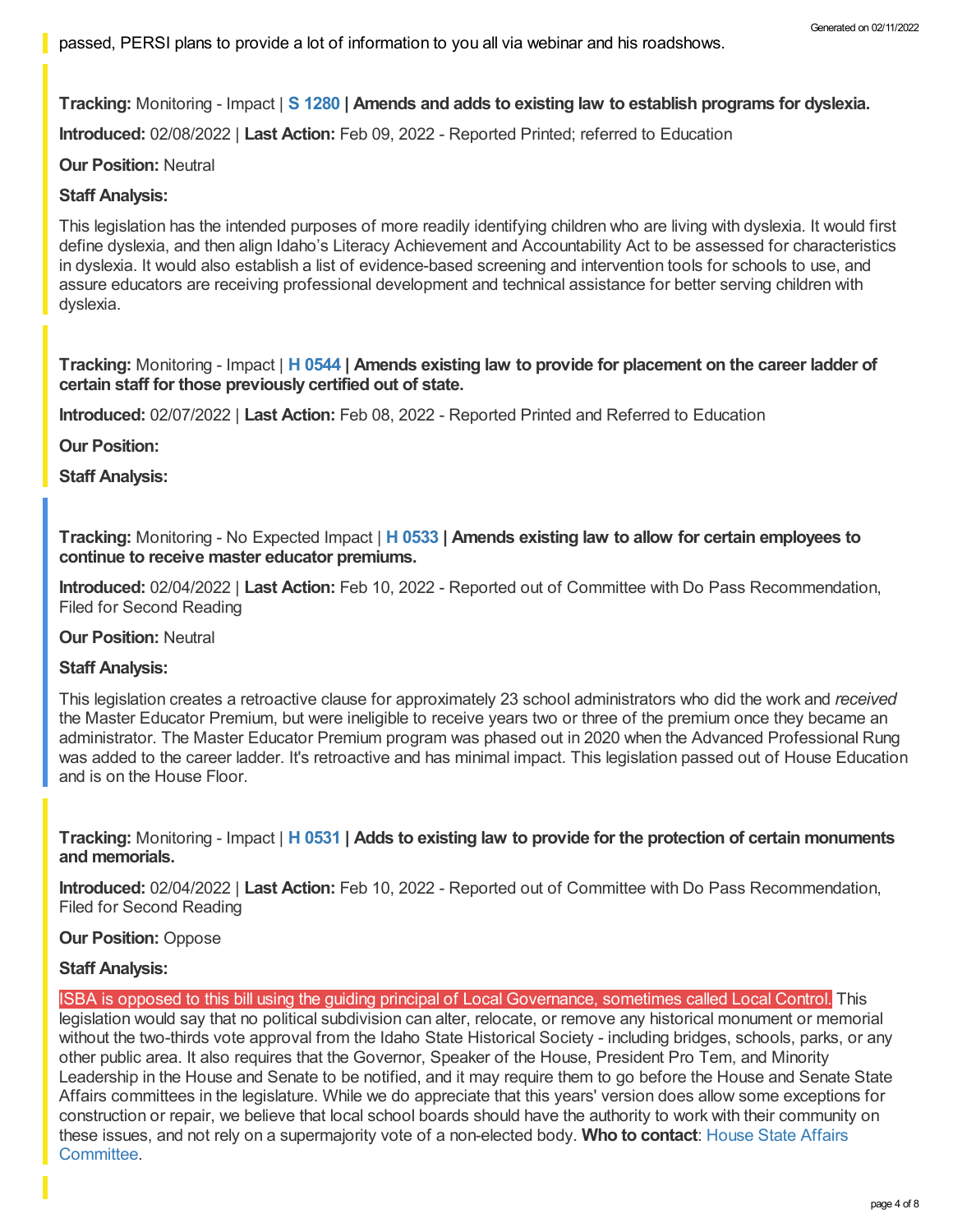passed, PERSI plans to provide a lot of information to you all via webinar and his roadshows.

**Tracking:** Monitoring - Impact | **S 1280 | Amends and adds to existing law to establish programs for dyslexia.**

**Introduced:** 02/08/2022 | **Last Action:** Feb 09, 2022 - Reported Printed; referred to Education

**Our Position:** Neutral

**Staff Analysis:**

This legislation has the intended purposes of more readily identifying children who are living with dyslexia. It would first define dyslexia, and then align Idaho's Literacy Achievement and Accountability Act to be assessed for characteristics in dyslexia. It would also establish a list of evidence-based screening and intervention tools for schools to use, and assure educators are receiving professional development and technical assistance for better serving children with dyslexia.

**Tracking:** Monitoring - Impact | **H 0544 | Amends existing law to provide for placement on the career ladder of certain staff for those previously certified out of state.**

**Introduced:** 02/07/2022 | **Last Action:** Feb 08, 2022 - Reported Printed and Referred to Education

**Our Position:**

**Staff Analysis:**

**Tracking:** Monitoring - No Expected Impact | **H 0533 | Amends existing law to allow for certain employees to continue to receive master educator premiums.**

**Introduced:** 02/04/2022 | **Last Action:** Feb 10, 2022 - Reported out of Committee with Do Pass Recommendation, Filed for Second Reading

**Our Position:** Neutral

**Staff Analysis:**

This legislation creates a retroactive clause for approximately 23 school administrators who did the work and *received* the Master Educator Premium, but were ineligible to receive years two or three of the premium once they became an administrator. The Master Educator Premium program was phased out in 2020 when the Advanced Professional Rung was added to the career ladder. It's retroactive and has minimal impact. This legislation passed out of House Education and is on the House Floor.

**Tracking:** Monitoring - Impact | **H 0531 | Adds to existing law to provide for the protection of certain monuments and memorials.**

**Introduced:** 02/04/2022 | **Last Action:** Feb 10, 2022 - Reported out of Committee with Do Pass Recommendation, Filed for Second Reading

**Our Position:** Oppose

**Staff Analysis:**

ISBA is opposed to this bill using the guiding principal of Local Governance, sometimes called Local Control. This legislation would say that no political subdivision can alter, relocate, or remove any historical monument or memorial without the two-thirds vote approval from the Idaho State Historical Society - including bridges, schools, parks, or any other public area. It also requires that the Governor, Speaker of the House, President Pro Tem, and Minority Leadership in the House and Senate to be notified, and it may require them to go before the House and Senate State Affairs committees in the legislature. While we do appreciate that this years' version does allow some exceptions for construction or repair, we believe that local school boards should have the authority to work with their community on these issues, and not rely on a supermajority vote of a non-elected body. **Who to contact**: House State Affairs Committee.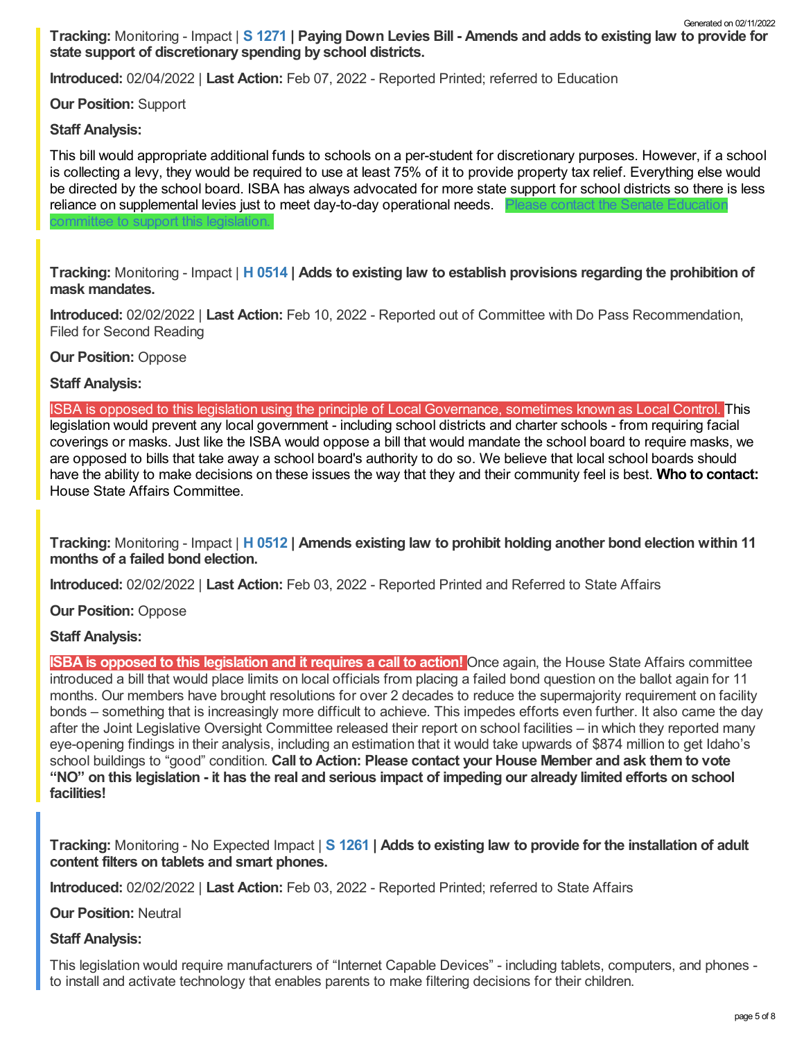**Tracking:** Monitoring - Impact | **S 1271 | Paying Down Levies Bill - Amends and adds to existing law to provide for state support of discretionary spending by school districts.**

**Introduced:** 02/04/2022 | **Last Action:** Feb 07, 2022 - Reported Printed; referred to Education

**Our Position:** Support

**Staff Analysis:**

This bill would appropriate additional funds to schools on a per-student for discretionary purposes. However, if a school is collecting a levy, they would be required to use at least 75% of it to provide property tax relief. Everything else would be directed by the school board. ISBA has always advocated for more state support for school districts so there is less reliance on supplemental levies just to meet day-to-day operational needs. Please contact the Senate Education committee to support this legislation.

**Tracking:** Monitoring - Impact | **H 0514 | Adds to existing law to establish provisions regarding the prohibition of mask mandates.**

**Introduced:** 02/02/2022 | **Last Action:** Feb 10, 2022 - Reported out of Committee with Do Pass Recommendation, Filed for Second Reading

**Our Position:** Oppose

**Staff Analysis:**

ISBA is opposed to this legislation using the principle of Local Governance, sometimes known as Local Control. This legislation would prevent any local government - including school districts and charter schools - from requiring facial coverings or masks. Just like the ISBA would oppose a bill that would mandate the school board to require masks, we are opposed to bills that take away a school board's authority to do so. We believe that local school boards should have the ability to make decisions on these issues the way that they and their community feel is best. **Who to contact:** House State Affairs Committee.

**Tracking:** Monitoring - Impact | **H 0512 | Amends existing law to prohibit holding another bond election within 11 months of a failed bond election.**

**Introduced:** 02/02/2022 | **Last Action:** Feb 03, 2022 - Reported Printed and Referred to State Affairs

**Our Position:** Oppose

**Staff Analysis:**

**ISBA is opposed to this legislation and it requires a call to action!** Once again, the House State Affairs committee introduced a bill that would place limits on local officials from placing a failed bond question on the ballot again for 11 months. Our members have brought resolutions for over 2 decades to reduce the supermajority requirement on facility bonds – something that is increasingly more difficult to achieve. This impedes efforts even further. It also came the day after the Joint Legislative Oversight Committee released their report on school facilities – in which they reported many eye-opening findings in their analysis, including an estimation that it would take upwards of $874 million to get Idaho's school buildings to "good" condition. **Call to Action: Please contact your House Member and ask them to vote "NO" on this legislation - it has the real and serious impact of impeding our already limited efforts on school facilities!**

**Tracking:** Monitoring - No Expected Impact | **S 1261 | Adds to existing law to provide for the installation of adult content filters on tablets and smart phones.**

**Introduced:** 02/02/2022 | **Last Action:** Feb 03, 2022 - Reported Printed; referred to State Affairs

**Our Position:** Neutral

**Staff Analysis:**

This legislation would require manufacturers of "Internet Capable Devices" - including tablets, computers, and phones - to install and activate technology that enables parents to make filtering decisions for their children.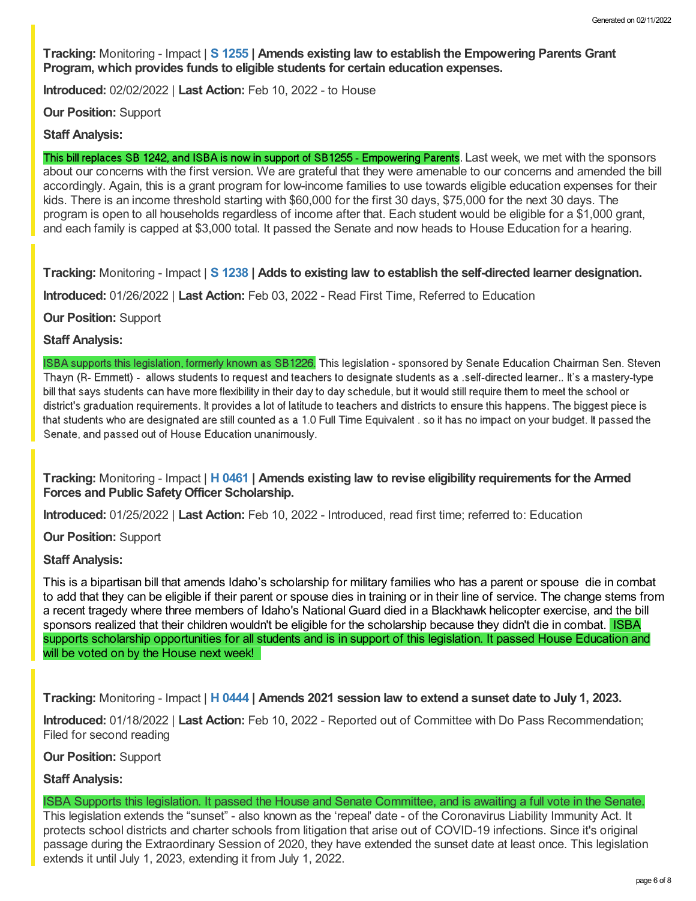**Tracking:** Monitoring - Impact | **S 1255 | Amends existing law to establish the Empowering Parents Grant Program, which provides funds to eligible students for certain education expenses.**

**Introduced:** 02/02/2022 | **Last Action:** Feb 10, 2022 - to House

**Our Position:** Support

**Staff Analysis:**

This bill replaces SB 1242, and ISBA is now in support of SB1255 - Empowering Parents. Last week, we met with the sponsors about our concerns with the first version. We are grateful that they were amenable to our concerns and amended the bill accordingly. Again, this is a grant program for low-income families to use towards eligible education expenses for their kids. There is an income threshold starting with $60,000 for the first 30 days, $75,000 for the next 30 days. The program is open to all households regardless of income after that. Each student would be eligible for a $1,000 grant, and each family is capped at $3,000 total. It passed the Senate and now heads to House Education for a hearing.

**Tracking:** Monitoring - Impact | **S 1238 | Adds to existing law to establish the self-directed learner designation.**

**Introduced:** 01/26/2022 | **Last Action:** Feb 03, 2022 - Read First Time, Referred to Education

**Our Position:** Support

**Staff Analysis:**

ISBA supports this legislation, formerly known as SB1226. This legislation - sponsored by Senate Education Chairman Sen. Steven Thayn (R- Emmett) - allows students to request and teachers to designate students as a .self-directed learner.. It's a mastery-type bill that says students can have more flexibility in their day to day schedule, but it would still require them to meet the school or district's graduation requirements. It provides a lot of latitude to teachers and districts to ensure this happens. The biggest piece is that students who are designated are still counted as a 1.0 Full Time Equivalent . so it has no impact on your budget. It passed the Senate, and passed out of House Education unanimously.

**Tracking:** Monitoring - Impact | **H 0461 | Amends existing law to revise eligibility requirements for the Armed Forces and Public Safety Officer Scholarship.**

**Introduced:** 01/25/2022 | **Last Action:** Feb 10, 2022 - Introduced, read first time; referred to: Education

**Our Position:** Support

**Staff Analysis:**

This is a bipartisan bill that amends Idaho's scholarship for military families who has a parent or spouse die in combat to add that they can be eligible if their parent or spouse dies in training or in their line of service. The change stems from a recent tragedy where three members of Idaho's National Guard died in a Blackhawk helicopter exercise, and the bill sponsors realized that their children wouldn't be eligible for the scholarship because they didn't die in combat. ISBA supports scholarship opportunities for all students and is in support of this legislation. It passed House Education and will be voted on by the House next week!

**Tracking:** Monitoring - Impact | **H 0444 | Amends 2021 session law to extend a sunset date to July 1, 2023.**

**Introduced:** 01/18/2022 | **Last Action:** Feb 10, 2022 - Reported out of Committee with Do Pass Recommendation; Filed for second reading

**Our Position:** Support

**Staff Analysis:**

ISBA Supports this legislation. It passed the House and Senate Committee, and is awaiting a full vote in the Senate. This legislation extends the "sunset" - also known as the 'repeal' date - of the Coronavirus Liability Immunity Act. It protects school districts and charter schools from litigation that arise out of COVID-19 infections. Since it's original passage during the Extraordinary Session of 2020, they have extended the sunset date at least once. This legislation extends it until July 1, 2023, extending it from July 1, 2022.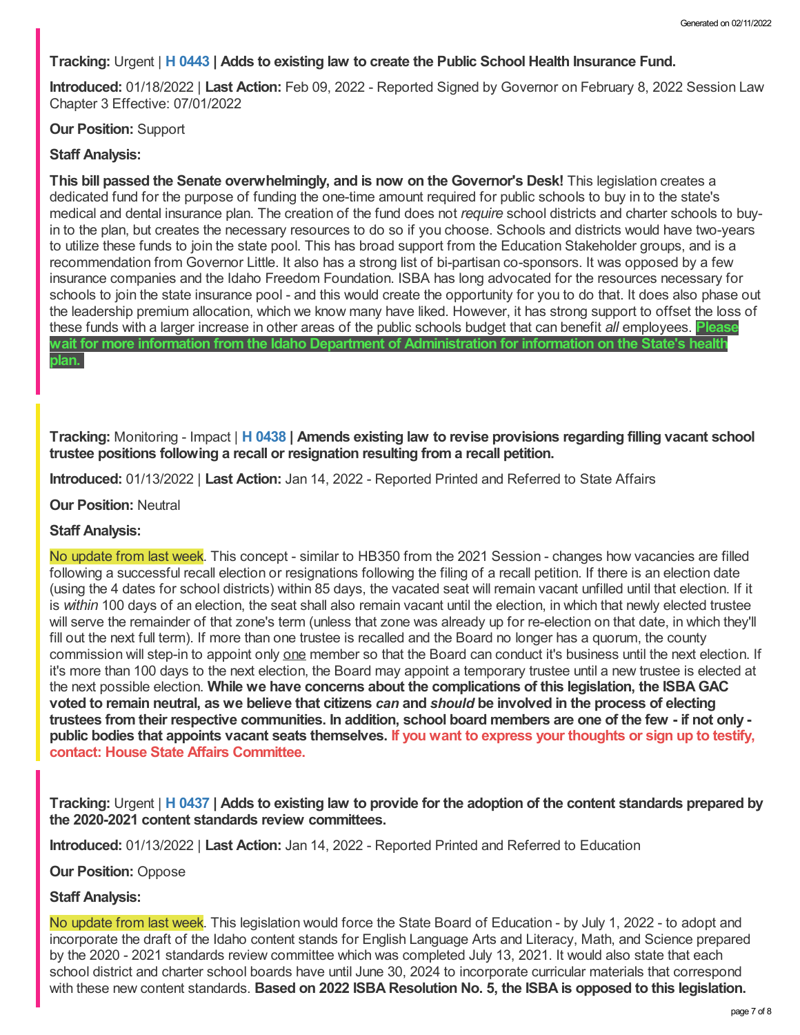**Tracking:** Urgent | **H 0443** | **Adds to existing law to create the Public School Health Insurance Fund.**

**Introduced:** 01/18/2022 | **Last Action:** Feb 09, 2022 - Reported Signed by Governor on February 8, 2022 Session Law Chapter 3 Effective: 07/01/2022

**Our Position:** Support

**Staff Analysis:**

**This bill passed the Senate overwhelmingly, and is now on the Governor's Desk!** This legislation creates a dedicated fund for the purpose of funding the one-time amount required for public schools to buy in to the state's medical and dental insurance plan. The creation of the fund does not *require* school districts and charter schools to buy-in to the plan, but creates the necessary resources to do so if you choose. Schools and districts would have two-years to utilize these funds to join the state pool. This has broad support from the Education Stakeholder groups, and is a recommendation from Governor Little. It also has a strong list of bi-partisan co-sponsors. It was opposed by a few insurance companies and the Idaho Freedom Foundation. ISBA has long advocated for the resources necessary for schools to join the state insurance pool - and this would create the opportunity for you to do that. It does also phase out the leadership premium allocation, which we know many have liked. However, it has strong support to offset the loss of these funds with a larger increase in other areas of the public schools budget that can benefit *all* employees. **Please wait for more information from the Idaho Department of Administration for information on the State's health plan.**

**Tracking:** Monitoring - Impact | **H 0438** | **Amends existing law to revise provisions regarding filling vacant school trustee positions following a recall or resignation resulting from a recall petition.**

**Introduced:** 01/13/2022 | **Last Action:** Jan 14, 2022 - Reported Printed and Referred to State Affairs

**Our Position:** Neutral

**Staff Analysis:**

No update from last week. This concept - similar to HB350 from the 2021 Session - changes how vacancies are filled following a successful recall election or resignations following the filing of a recall petition. If there is an election date (using the 4 dates for school districts) within 85 days, the vacated seat will remain vacant unfilled until that election. If it is *within* 100 days of an election, the seat shall also remain vacant until the election, in which that newly elected trustee will serve the remainder of that zone's term (unless that zone was already up for re-election on that date, in which they'll fill out the next full term). If more than one trustee is recalled and the Board no longer has a quorum, the county commission will step-in to appoint only one member so that the Board can conduct it's business until the next election. If it's more than 100 days to the next election, the Board may appoint a temporary trustee until a new trustee is elected at the next possible election. **While we have concerns about the complications of this legislation, the ISBA GAC voted to remain neutral, as we believe that citizens *can* and *should* be involved in the process of electing trustees from their respective communities. In addition, school board members are one of the few - if not only - public bodies that appoints vacant seats themselves. If you want to express your thoughts or sign up to testify, contact: House State Affairs Committee.**

**Tracking:** Urgent | **H 0437** | **Adds to existing law to provide for the adoption of the content standards prepared by the 2020-2021 content standards review committees.**

**Introduced:** 01/13/2022 | **Last Action:** Jan 14, 2022 - Reported Printed and Referred to Education

**Our Position:** Oppose

**Staff Analysis:**

No update from last week. This legislation would force the State Board of Education - by July 1, 2022 - to adopt and incorporate the draft of the Idaho content stands for English Language Arts and Literacy, Math, and Science prepared by the 2020 - 2021 standards review committee which was completed July 13, 2021. It would also state that each school district and charter school boards have until June 30, 2024 to incorporate curricular materials that correspond with these new content standards. **Based on 2022 ISBA Resolution No. 5, the ISBA is opposed to this legislation.**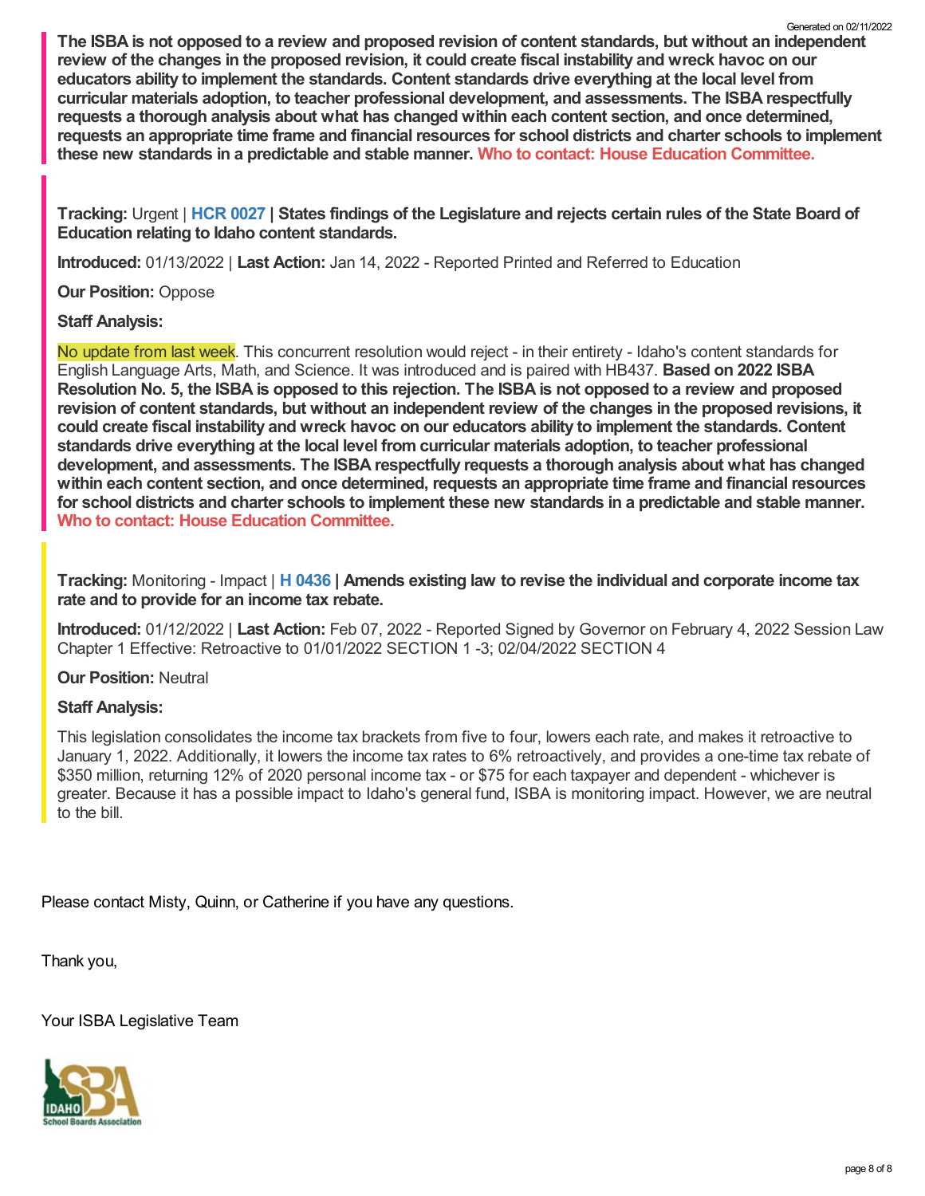**The ISBA is not opposed to a review and proposed revision of content standards, but without an independent review of the changes in the proposed revision, it could create fiscal instability and wreck havoc on our educators ability to implement the standards. Content standards drive everything at the local level from curricular materials adoption, to teacher professional development, and assessments. The ISBA respectfully requests a thorough analysis about what has changed within each content section, and once determined, requests an appropriate time frame and financial resources for school districts and charter schools to implement these new standards in a predictable and stable manner. Who to contact: House Education Committee.**

**Tracking:** Urgent | **HCR 0027 | States findings of the Legislature and rejects certain rules of the State Board of Education relating to Idaho content standards.**

**Introduced:** 01/13/2022 | **Last Action:** Jan 14, 2022 - Reported Printed and Referred to Education

**Our Position:** Oppose

**Staff Analysis:**

No update from last week. This concurrent resolution would reject - in their entirety - Idaho's content standards for English Language Arts, Math, and Science. It was introduced and is paired with HB437. **Based on 2022 ISBA Resolution No. 5, the ISBA is opposed to this rejection. The ISBA is not opposed to a review and proposed revision of content standards, but without an independent review of the changes in the proposed revisions, it could create fiscal instability and wreck havoc on our educators ability to implement the standards. Content standards drive everything at the local level from curricular materials adoption, to teacher professional development, and assessments. The ISBA respectfully requests a thorough analysis about what has changed within each content section, and once determined, requests an appropriate time frame and financial resources for school districts and charter schools to implement these new standards in a predictable and stable manner. Who to contact: House Education Committee.**

**Tracking:** Monitoring - Impact | **H 0436 | Amends existing law to revise the individual and corporate income tax rate and to provide for an income tax rebate.**

**Introduced:** 01/12/2022 | **Last Action:** Feb 07, 2022 - Reported Signed by Governor on February 4, 2022 Session Law Chapter 1 Effective: Retroactive to 01/01/2022 SECTION 1 -3; 02/04/2022 SECTION 4

**Our Position:** Neutral

**Staff Analysis:**

This legislation consolidates the income tax brackets from five to four, lowers each rate, and makes it retroactive to January 1, 2022. Additionally, it lowers the income tax rates to 6% retroactively, and provides a one-time tax rebate of $350 million, returning 12% of 2020 personal income tax - or $75 for each taxpayer and dependent - whichever is greater. Because it has a possible impact to Idaho's general fund, ISBA is monitoring impact. However, we are neutral to the bill.

Please contact Misty, Quinn, or Catherine if you have any questions.

Thank you,

Your ISBA Legislative Team

IDAHO School Boards Association